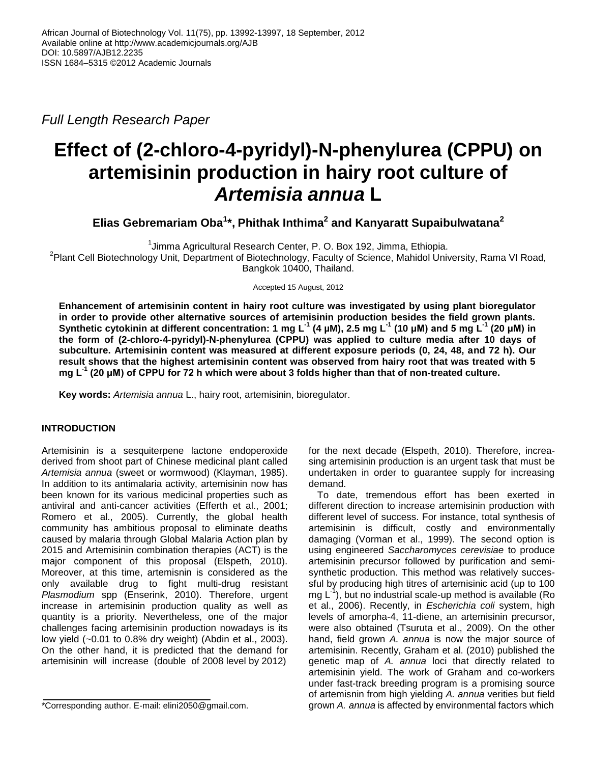African Journal of Biotechnology Vol. 11(75), pp. 13992-13997, 18 September, 2012
Available online at http://www.academicjournals.org/AJB
DOI: 10.5897/AJB12.2235
ISSN 1684–5315 ©2012 Academic Journals

*Full Length Research Paper*

# Effect of (2-chloro-4-pyridyl)-N-phenylurea (CPPU) on artemisinin production in hairy root culture of *Artemisia annua* L

**Elias Gebremariam Oba[1]*, Phithak Inthima[2] and Kanyaratt Supaibulwatana[2]**

[1]Jimma Agricultural Research Center, P. O. Box 192, Jimma, Ethiopia.
[2]Plant Cell Biotechnology Unit, Department of Biotechnology, Faculty of Science, Mahidol University, Rama VI Road, Bangkok 10400, Thailand.

Accepted 15 August, 2012

**Enhancement of artemisinin content in hairy root culture was investigated by using plant bioregulator in order to provide other alternative sources of artemisinin production besides the field grown plants. Synthetic cytokinin at different concentration: 1 mg $L^{-1}$ (4 µM), 2.5 mg $L^{-1}$ (10 µM) and 5 mg $L^{-1}$ (20 µM) in the form of (2-chloro-4-pyridyl)-N-phenylurea (CPPU) was applied to culture media after 10 days of subculture. Artemisinin content was measured at different exposure periods (0, 24, 48, and 72 h). Our result shows that the highest artemisinin content was observed from hairy root that was treated with 5 mg $L^{-1}$ (20 µM) of CPPU for 72 h which were about 3 folds higher than that of non-treated culture.**

**Key words:** *Artemisia annua* L., hairy root, artemisinin, bioregulator.

## INTRODUCTION

Artemisinin is a sesquiterpene lactone endoperoxide derived from shoot part of Chinese medicinal plant called *Artemisia annua* (sweet or wormwood) (Klayman, 1985). In addition to its antimalaria activity, artemisinin now has been known for its various medicinal properties such as antiviral and anti-cancer activities (Efferth et al., 2001; Romero et al., 2005). Currently, the global health community has ambitious proposal to eliminate deaths caused by malaria through Global Malaria Action plan by 2015 and Artemisinin combination therapies (ACT) is the major component of this proposal (Elspeth, 2010). Moreover, at this time, artemisnin is considered as the only available drug to fight multi-drug resistant *Plasmodium* spp (Enserink, 2010). Therefore, urgent increase in artemisinin production quality as well as quantity is a priority. Nevertheless, one of the major challenges facing artemisinin production nowadays is its low yield (~0.01 to 0.8% dry weight) (Abdin et al., 2003). On the other hand, it is predicted that the demand for artemisinin will increase (double of 2008 level by 2012) for the next decade (Elspeth, 2010). Therefore, increasing artemisinin production is an urgent task that must be undertaken in order to guarantee supply for increasing demand.

To date, tremendous effort has been exerted in different direction to increase artemisinin production with different level of success. For instance, total synthesis of artemisinin is difficult, costly and environmentally damaging (Vorman et al., 1999). The second option is using engineered *Saccharomyces cerevisiae* to produce artemisinin precursor followed by purification and semi-synthetic production. This method was relatively successful by producing high titres of artemisinic acid (up to 100 mg $L^{-1}$), but no industrial scale-up method is available (Ro et al., 2006). Recently, in *Escherichia coli* system, high levels of amorpha-4, 11-diene, an artemisinin precursor, were also obtained (Tsuruta et al., 2009). On the other hand, field grown *A. annua* is now the major source of artemisinin. Recently, Graham et al. (2010) published the genetic map of *A. annua* loci that directly related to artemisinin yield. The work of Graham and co-workers under fast-track breeding program is a promising source of artemisnin from high yielding *A. annua* verities but field grown *A. annua* is affected by environmental factors which

*Corresponding author. E-mail: elini2050@gmail.com.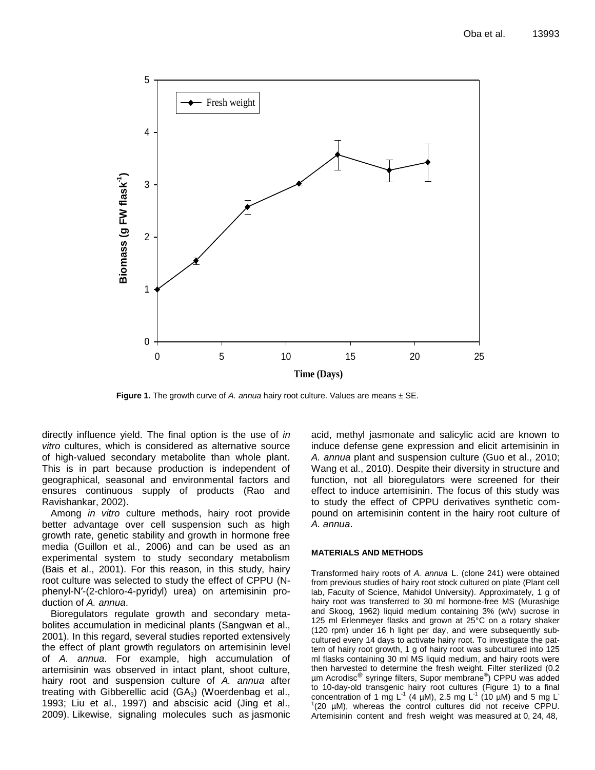**Figure 1.** The growth curve of *A. annua* hairy root culture. Values are means ± SE.

directly influence yield. The final option is the use of *in vitro* cultures, which is considered as alternative source of high-valued secondary metabolite than whole plant. This is in part because production is independent of geographical, seasonal and environmental factors and ensures continuous supply of products (Rao and Ravishankar, 2002).

Among *in vitro* culture methods, hairy root provide better advantage over cell suspension such as high growth rate, genetic stability and growth in hormone free media (Guillon et al., 2006) and can be used as an experimental system to study secondary metabolism (Bais et al., 2001). For this reason, in this study, hairy root culture was selected to study the effect of CPPU (N-phenyl-N′-(2-chloro-4-pyridyl) urea) on artemisinin production of *A. annua*.

Bioregulators regulate growth and secondary metabolites accumulation in medicinal plants (Sangwan et al., 2001). In this regard, several studies reported extensively the effect of plant growth regulators on artemisinin level of *A. annua*. For example, high accumulation of artemisinin was observed in intact plant, shoot culture, hairy root and suspension culture of *A. annua* after treating with Gibberellic acid ($GA_3$) (Woerdenbag et al., 1993; Liu et al., 1997) and abscisic acid (Jing et al., 2009). Likewise, signaling molecules such as jasmonic acid, methyl jasmonate and salicylic acid are known to induce defense gene expression and elicit artemisinin in *A. annua* plant and suspension culture (Guo et al., 2010; Wang et al., 2010). Despite their diversity in structure and function, not all bioregulators were screened for their effect to induce artemisinin. The focus of this study was to study the effect of CPPU derivatives synthetic compound on artemisinin content in the hairy root culture of *A. annua*.

## MATERIALS AND METHODS

Transformed hairy roots of *A. annua* L. (clone 241) were obtained from previous studies of hairy root stock cultured on plate (Plant cell lab, Faculty of Science, Mahidol University). Approximately, 1 g of hairy root was transferred to 30 ml hormone-free MS (Murashige and Skoog, 1962) liquid medium containing 3% (w/v) sucrose in 125 ml Erlenmeyer flasks and grown at 25°C on a rotary shaker (120 rpm) under 16 h light per day, and were subsequently subcultured every 14 days to activate hairy root. To investigate the pattern of hairy root growth, 1 g of hairy root was subcultured into 125 ml flasks containing 30 ml MS liquid medium, and hairy roots were then harvested to determine the fresh weight. Filter sterilized (0.2 µm Acrodisc® syringe filters, Supor membrane®) CPPU was added to 10-day-old transgenic hairy root cultures (Figure 1) to a final concentration of 1 mg $L^{-1}$ (4 µM), 2.5 mg $L^{-1}$ (10 µM) and 5 mg $L^{-1}$(20 µM), whereas the control cultures did not receive CPPU. Artemisinin content and fresh weight was measured at 0, 24, 48,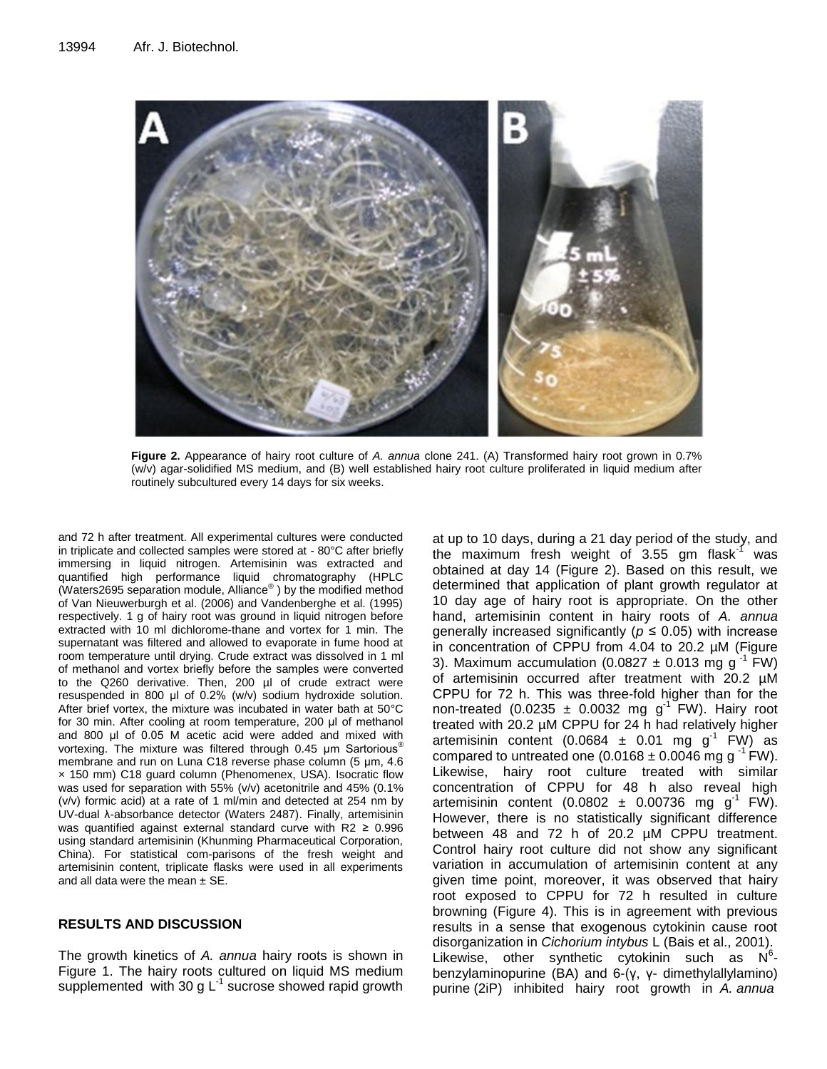**Figure 2.** Appearance of hairy root culture of *A. annua* clone 241. (A) Transformed hairy root grown in 0.7% (w/v) agar-solidified MS medium, and (B) well established hairy root culture proliferated in liquid medium after routinely subcultured every 14 days for six weeks.

and 72 h after treatment. All experimental cultures were conducted in triplicate and collected samples were stored at - 80°C after briefly immersing in liquid nitrogen. Artemisinin was extracted and quantified high performance liquid chromatography (HPLC (Waters2695 separation module, Alliance® ) by the modified method of Van Nieuwerburgh et al. (2006) and Vandenberghe et al. (1995) respectively. 1 g of hairy root was ground in liquid nitrogen before extracted with 10 ml dichlorome-thane and vortex for 1 min. The supernatant was filtered and allowed to evaporate in fume hood at room temperature until drying. Crude extract was dissolved in 1 ml of methanol and vortex briefly before the samples were converted to the Q260 derivative. Then, 200 µl of crude extract were resuspended in 800 µl of 0.2% (w/v) sodium hydroxide solution. After brief vortex, the mixture was incubated in water bath at 50°C for 30 min. After cooling at room temperature, 200 µl of methanol and 800 µl of 0.05 M acetic acid were added and mixed with vortexing. The mixture was filtered through 0.45 µm Sartorious® membrane and run on Luna C18 reverse phase column (5 µm, 4.6 × 150 mm) C18 guard column (Phenomenex, USA). Isocratic flow was used for separation with 55% (v/v) acetonitrile and 45% (0.1% (v/v) formic acid) at a rate of 1 ml/min and detected at 254 nm by UV-dual λ-absorbance detector (Waters 2487). Finally, artemisinin was quantified against external standard curve with $R2 \geq 0.996$ using standard artemisinin (Khunming Pharmaceutical Corporation, China). For statistical com-parisons of the fresh weight and artemisinin content, triplicate flasks were used in all experiments and all data were the mean ± SE.

## RESULTS AND DISCUSSION

The growth kinetics of *A. annua* hairy roots is shown in Figure 1. The hairy roots cultured on liquid MS medium supplemented with 30 g $L^{-1}$ sucrose showed rapid growth at up to 10 days, during a 21 day period of the study, and the maximum fresh weight of 3.55 gm $flask^{-1}$ was obtained at day 14 (Figure 2). Based on this result, we determined that application of plant growth regulator at 10 day age of hairy root is appropriate. On the other hand, artemisinin content in hairy roots of *A. annua* generally increased significantly ($p \leq 0.05$) with increase in concentration of CPPU from 4.04 to 20.2 µM (Figure 3). Maximum accumulation (0.0827 ± 0.013 mg $g^{-1}$ FW) of artemisinin occurred after treatment with 20.2 µM CPPU for 72 h. This was three-fold higher than for the non-treated (0.0235 ± 0.0032 mg $g^{-1}$ FW). Hairy root treated with 20.2 µM CPPU for 24 h had relatively higher artemisinin content (0.0684 ± 0.01 mg $g^{-1}$ FW) as compared to untreated one (0.0168 ± 0.0046 mg $g^{-1}$ FW). Likewise, hairy root culture treated with similar concentration of CPPU for 48 h also reveal high artemisinin content (0.0802 ± 0.00736 mg $g^{-1}$ FW). However, there is no statistically significant difference between 48 and 72 h of 20.2 µM CPPU treatment. Control hairy root culture did not show any significant variation in accumulation of artemisinin content at any given time point, moreover, it was observed that hairy root exposed to CPPU for 72 h resulted in culture browning (Figure 4). This is in agreement with previous results in a sense that exogenous cytokinin cause root disorganization in *Cichorium intybus* L (Bais et al., 2001). Likewise, other synthetic cytokinin such as $N^6$-benzylaminopurine (BA) and 6-(γ, γ- dimethylallylamino) purine (2iP) inhibited hairy root growth in *A. annua*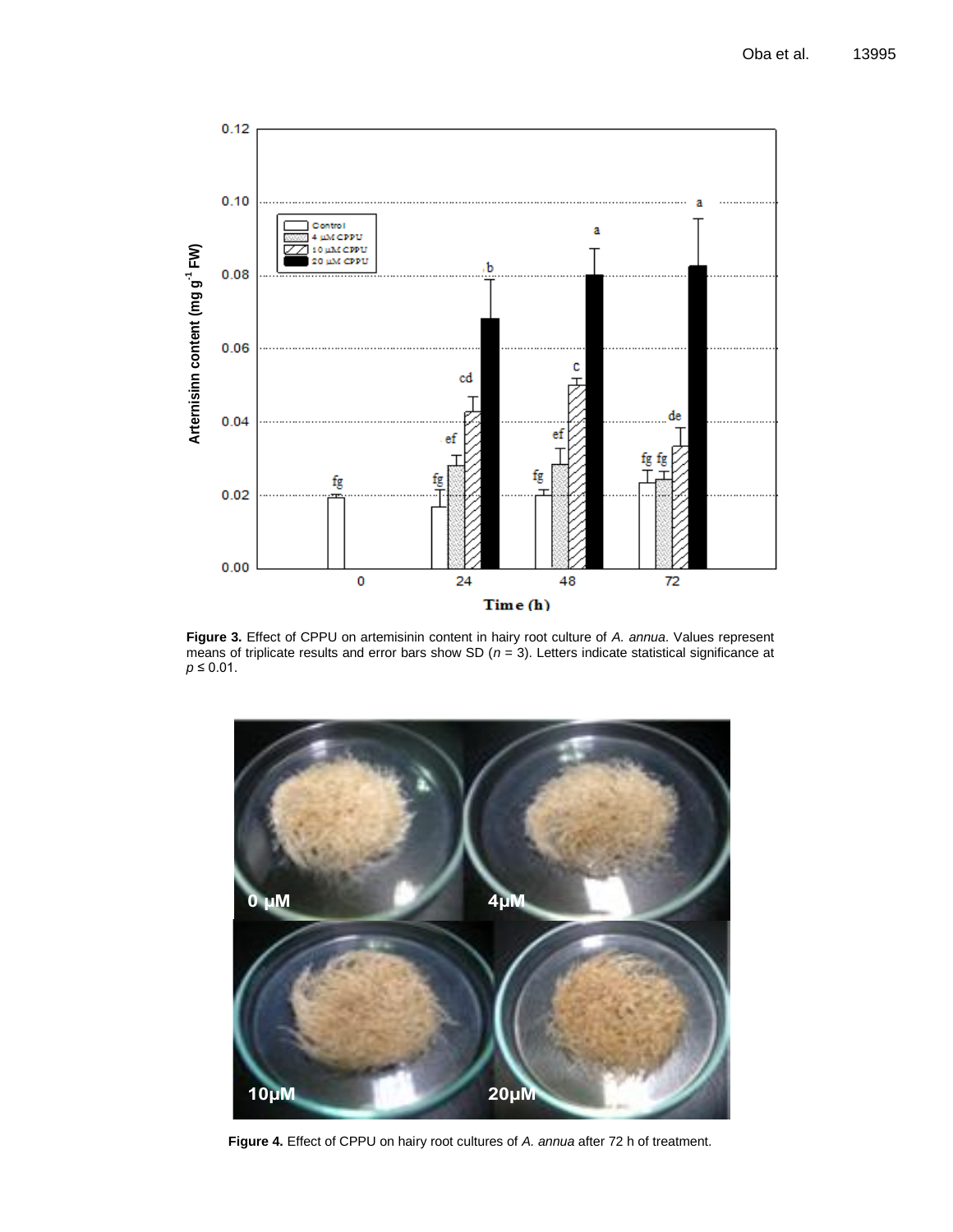0.12
0.10
0.08
0.06
0.04
0.02
0.00

Artemisinin content (mg g$^{-1}$ FW)

Control
4 µM CPPU
10 µM CPPU
20 µM CPPU

fg
fg ef cd b
fg ef c a
fg fg de a

0
24
48
72

Time (h)

**Figure 3.** Effect of CPPU on artemisinin content in hairy root culture of *A. annua*. Values represent means of triplicate results and error bars show SD ($n$ = 3). Letters indicate statistical significance at $p \leq 0.01$.

0 µM
4µM
10µM
20µM

**Figure 4.** Effect of CPPU on hairy root cultures of *A. annua* after 72 h of treatment.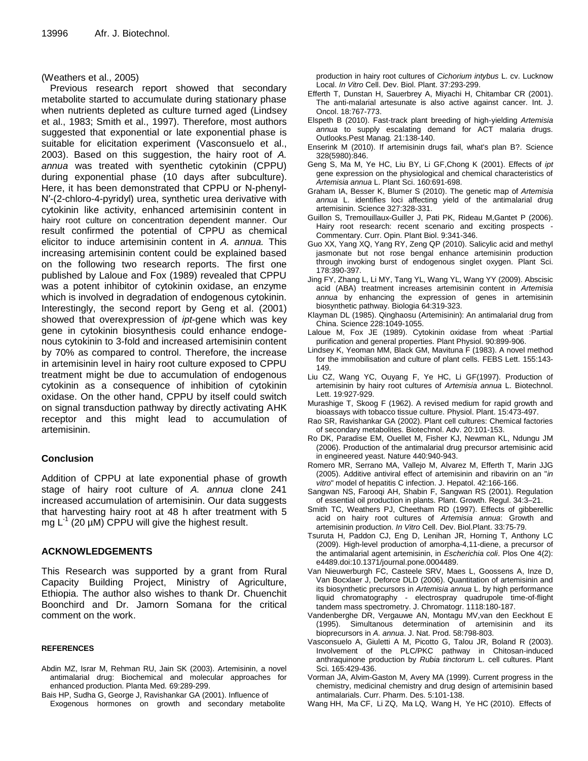(Weathers et al., 2005)

Previous research report showed that secondary metabolite started to accumulate during stationary phase when nutrients depleted as culture turned aged (Lindsey et al., 1983; Smith et al., 1997). Therefore, most authors suggested that exponential or late exponential phase is suitable for elicitation experiment (Vasconsuelo et al., 2003). Based on this suggestion, the hairy root of *A. annua* was treated with syenthetic cytokinin (CPPU) during exponential phase (10 days after subculture). Here, it has been demonstrated that CPPU or N-phenyl-N′-(2-chloro-4-pyridyl) urea, synthetic urea derivative with cytokinin like activity, enhanced artemisinin content in hairy root culture on concentration dependent manner. Our result confirmed the potential of CPPU as chemical elicitor to induce artemisinin content in *A. annua.* This increasing artemisinin content could be explained based on the following two research reports. The first one published by Laloue and Fox (1989) revealed that CPPU was a potent inhibitor of cytokinin oxidase, an enzyme which is involved in degradation of endogenous cytokinin. Interestingly, the second report by Geng et al. (2001) showed that overexpression of *ipt*-gene which was key gene in cytokinin biosynthesis could enhance endogenous cytokinin to 3-fold and increased artemisinin content by 70% as compared to control. Therefore, the increase in artemisinin level in hairy root culture exposed to CPPU treatment might be due to accumulation of endogenous cytokinin as a consequence of inhibition of cytokinin oxidase. On the other hand, CPPU by itself could switch on signal transduction pathway by directly activating AHK receptor and this might lead to accumulation of artemisinin.

## Conclusion

Addition of CPPU at late exponential phase of growth stage of hairy root culture of *A. annua* clone 241 increased accumulation of artemisinin. Our data suggests that harvesting hairy root at 48 h after treatment with 5 mg $L^{-1}$ (20 µM) CPPU will give the highest result.

## ACKNOWLEDGEMENTS

This Research was supported by a grant from Rural Capacity Building Project, Ministry of Agriculture, Ethiopia. The author also wishes to thank Dr. Chuenchit Boonchird and Dr. Jamorn Somana for the critical comment on the work.

## REFERENCES

Abdin MZ, Israr M, Rehman RU, Jain SK (2003). Artemisinin, a novel antimalarial drug: Biochemical and molecular approaches for enhanced production. Planta Med. 69:289-299.

Bais HP, Sudha G, George J, Ravishankar GA (2001). Influence of Exogenous hormones on growth and secondary metabolite production in hairy root cultures of *Cichorium intybus* L. cv. Lucknow Local. *In Vitro* Cell. Dev. Biol. Plant. 37:293-299.

Efferth T, Dunstan H, Sauerbrey A, Miyachi H, Chitambar CR (2001). The anti-malarial artesunate is also active against cancer. Int. J. Oncol. 18:767-773.

Elspeth B (2010). Fast-track plant breeding of high-yielding *Artemisia annua* to supply escalating demand for ACT malaria drugs. Outlooks.Pest Manag. 21:138-140.

Enserink M (2010). If artemisinin drugs fail, what's plan B?. Science 328(5980):846.

Geng S, Ma M, Ye HC, Liu BY, Li GF,Chong K (2001). Effects of *ipt* gene expression on the physiological and chemical characteristics of *Artemisia annua* L. Plant Sci. 160:691-698.

Graham IA, Besser K, Blumer S (2010). The genetic map of *Artemisia annua* L. identifies loci affecting yield of the antimalarial drug artemisinin. Science 327:328-331.

Guillon S, Tremouillaux-Guiller J, Pati PK, Rideau M,Gantet P (2006). Hairy root research: recent scenario and exciting prospects - Commentary. Curr. Opin. Plant Biol. 9:341-346.

Guo XX, Yang XQ, Yang RY, Zeng QP (2010). Salicylic acid and methyl jasmonate but not rose bengal enhance artemisinin production through invoking burst of endogenous singlet oxygen. Plant Sci. 178:390-397.

Jing FY, Zhang L, Li MY, Tang YL, Wang YL, Wang YY (2009). Abscisic acid (ABA) treatment increases artemisinin content in *Artemisia annua* by enhancing the expression of genes in artemisinin biosynthetic pathway. Biologia 64:319-323.

Klayman DL (1985). Qinghaosu (Artemisinin): An antimalarial drug from China. Science 228:1049-1055.

Laloue M, Fox JE (1989). Cytokinin oxidase from wheat :Partial purification and general properties. Plant Physiol. 90:899-906.

Lindsey K, Yeoman MM, Black GM, Mavituna F (1983). A novel method for the immobilisation and culture of plant cells. FEBS Lett. 155:143-149.

Liu CZ, Wang YC, Ouyang F, Ye HC, Li GF(1997). Production of artemisinin by hairy root cultures of *Artemisia annua* L. Biotechnol. Lett. 19:927-929.

Murashige T, Skoog F (1962). A revised medium for rapid growth and bioassays with tobacco tissue culture. Physiol. Plant. 15:473-497.

Rao SR, Ravishankar GA (2002). Plant cell cultures: Chemical factories of secondary metabolites. Biotechnol. Adv. 20:101-153.

Ro DK, Paradise EM, Ouellet M, Fisher KJ, Newman KL, Ndungu JM (2006). Production of the antimalarial drug precursor artemisinic acid in engineered yeast. Nature 440:940-943.

Romero MR, Serrano MA, Vallejo M, Alvarez M, Efferth T, Marin JJG (2005). Additive antiviral effect of artemisinin and ribavirin on an "*in vitro*" model of hepatitis C infection. J. Hepatol. 42:166-166.

Sangwan NS, Farooqi AH, Shabin F, Sangwan RS (2001). Regulation of essential oil production in plants. Plant. Growth. Regul. 34:3–21.

Smith TC, Weathers PJ, Cheetham RD (1997). Effects of gibberellic acid on hairy root cultures of *Artemisia annua*: Growth and artemisinin production. *In Vitro* Cell. Dev. Biol.Plant. 33:75-79.

Tsuruta H, Paddon CJ, Eng D, Lenihan JR, Horning T, Anthony LC (2009). High-level production of amorpha-4,11-diene, a precursor of the antimalarial agent artemisinin, in *Escherichia coli*. Plos One 4(2): e4489.doi:10.1371/journal.pone.0004489.

Van Nieuwerburgh FC, Casteele SRV, Maes L, Goossens A, Inze D, Van Bocxlaer J, Deforce DLD (2006). Quantitation of artemisinin and its biosynthetic precursors in *Artemisia annua* L. by high performance liquid chromatography - electrospray quadrupole time-of-flight tandem mass spectrometry. J. Chromatogr. 1118:180-187.

Vandenberghe DR, Vergauwe AN, Montagu MV,van den Eeckhout E (1995). Simultanous determination of artemisinin and its bioprecursors in *A. annua*. J. Nat. Prod. 58:798-803.

Vasconsuelo A, Giuletti A M, Picotto G, Talou JR, Boland R (2003). Involvement of the PLC/PKC pathway in Chitosan-induced anthraquinone production by *Rubia tinctorum* L. cell cultures. Plant Sci. 165:429-436.

Vorman JA, Alvim-Gaston M, Avery MA (1999). Current progress in the chemistry, medicinal chemistry and drug design of artemisinin based antimalarials. Curr. Pharm. Des. 5:101-138.

Wang HH, Ma CF, Li ZQ, Ma LQ, Wang H, Ye HC (2010). Effects of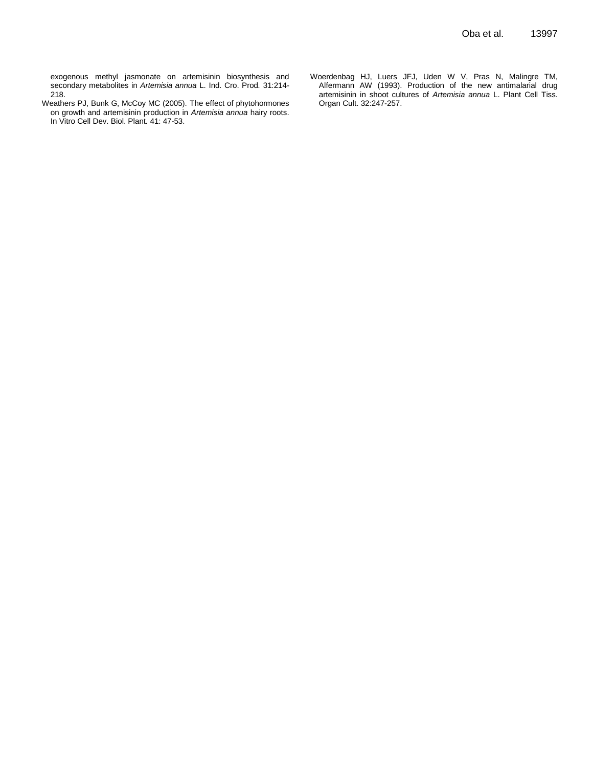exogenous methyl jasmonate on artemisinin biosynthesis and secondary metabolites in *Artemisia annua* L. Ind. Cro. Prod. 31:214-218.

Weathers PJ, Bunk G, McCoy MC (2005). The effect of phytohormones on growth and artemisinin production in *Artemisia annua* hairy roots. In Vitro Cell Dev. Biol. Plant. 41: 47-53.

Woerdenbag HJ, Luers JFJ, Uden W V, Pras N, Malingre TM, Alfermann AW (1993). Production of the new antimalarial drug artemisinin in shoot cultures of *Artemisia annua* L. Plant Cell Tiss. Organ Cult. 32:247-257.